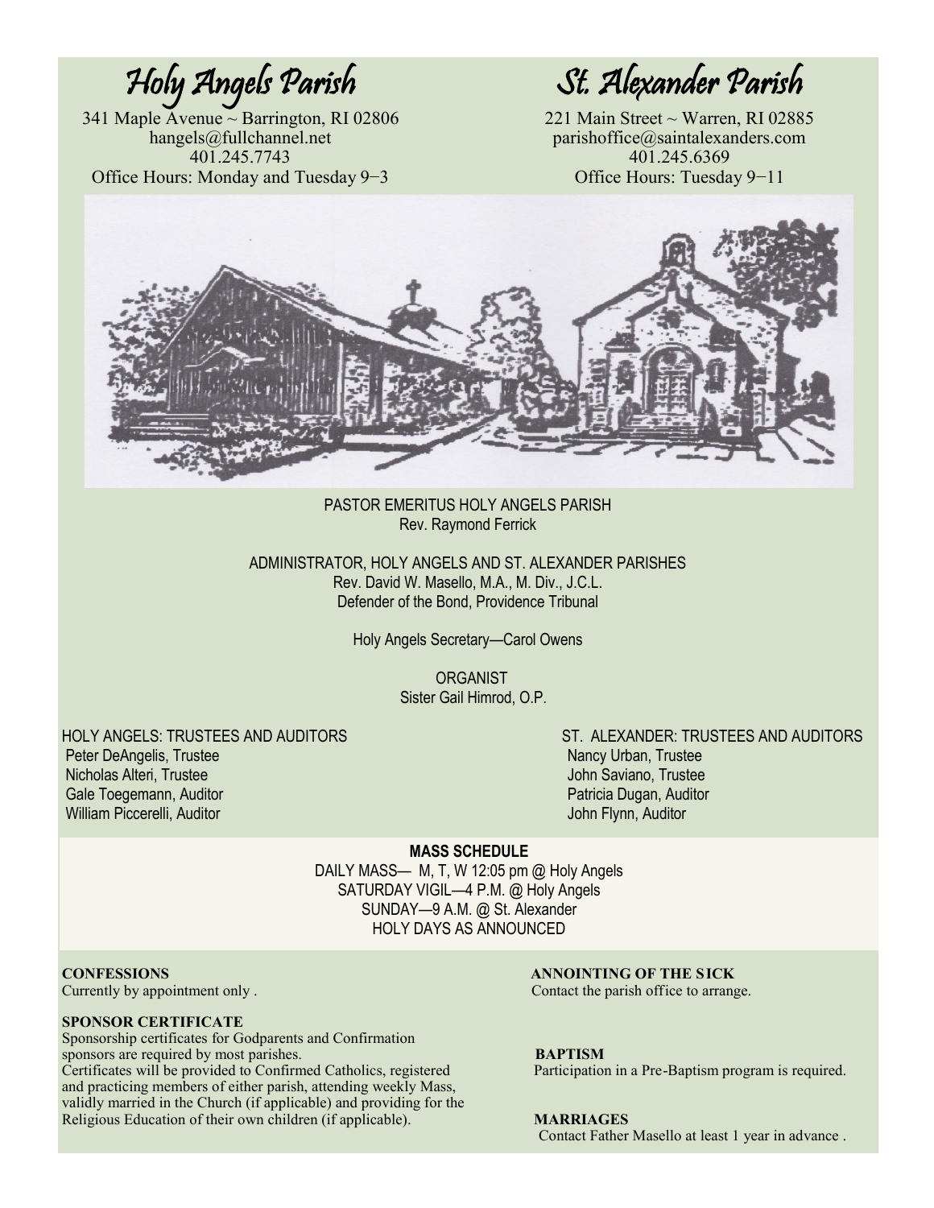# Holy Angels Parish

341 Maple Avenue ~ Barrington, RI 02806
hangels@fullchannel.net
401.245.7743
Office Hours: Monday and Tuesday 9−3

# St. Alexander Parish

221 Main Street ~ Warren, RI 02885
parishoffice@saintalexanders.com
401.245.6369
Office Hours: Tuesday 9−11

PASTOR EMERITUS HOLY ANGELS PARISH
Rev. Raymond Ferrick

ADMINISTRATOR, HOLY ANGELS AND ST. ALEXANDER PARISHES
Rev. David W. Masello, M.A., M. Div., J.C.L.
Defender of the Bond, Providence Tribunal

Holy Angels Secretary—Carol Owens

ORGANIST
Sister Gail Himrod, O.P.

HOLY ANGELS: TRUSTEES AND AUDITORS
Peter DeAngelis, Trustee
Nicholas Alteri, Trustee
Gale Toegemann, Auditor
William Piccerelli, Auditor

ST. ALEXANDER: TRUSTEES AND AUDITORS
Nancy Urban, Trustee
John Saviano, Trustee
Patricia Dugan, Auditor
John Flynn, Auditor

**MASS SCHEDULE**
DAILY MASS— M, T, W 12:05 pm @ Holy Angels
SATURDAY VIGIL—4 P.M. @ Holy Angels
SUNDAY—9 A.M. @ St. Alexander
HOLY DAYS AS ANNOUNCED

**CONFESSIONS**
Currently by appointment only .

**SPONSOR CERTIFICATE**
Sponsorship certificates for Godparents and Confirmation sponsors are required by most parishes.
Certificates will be provided to Confirmed Catholics, registered and practicing members of either parish, attending weekly Mass, validly married in the Church (if applicable) and providing for the Religious Education of their own children (if applicable).

**ANNOINTING OF THE SICK**
Contact the parish office to arrange.

**BAPTISM**
Participation in a Pre-Baptism program is required.

**MARRIAGES**
Contact Father Masello at least 1 year in advance .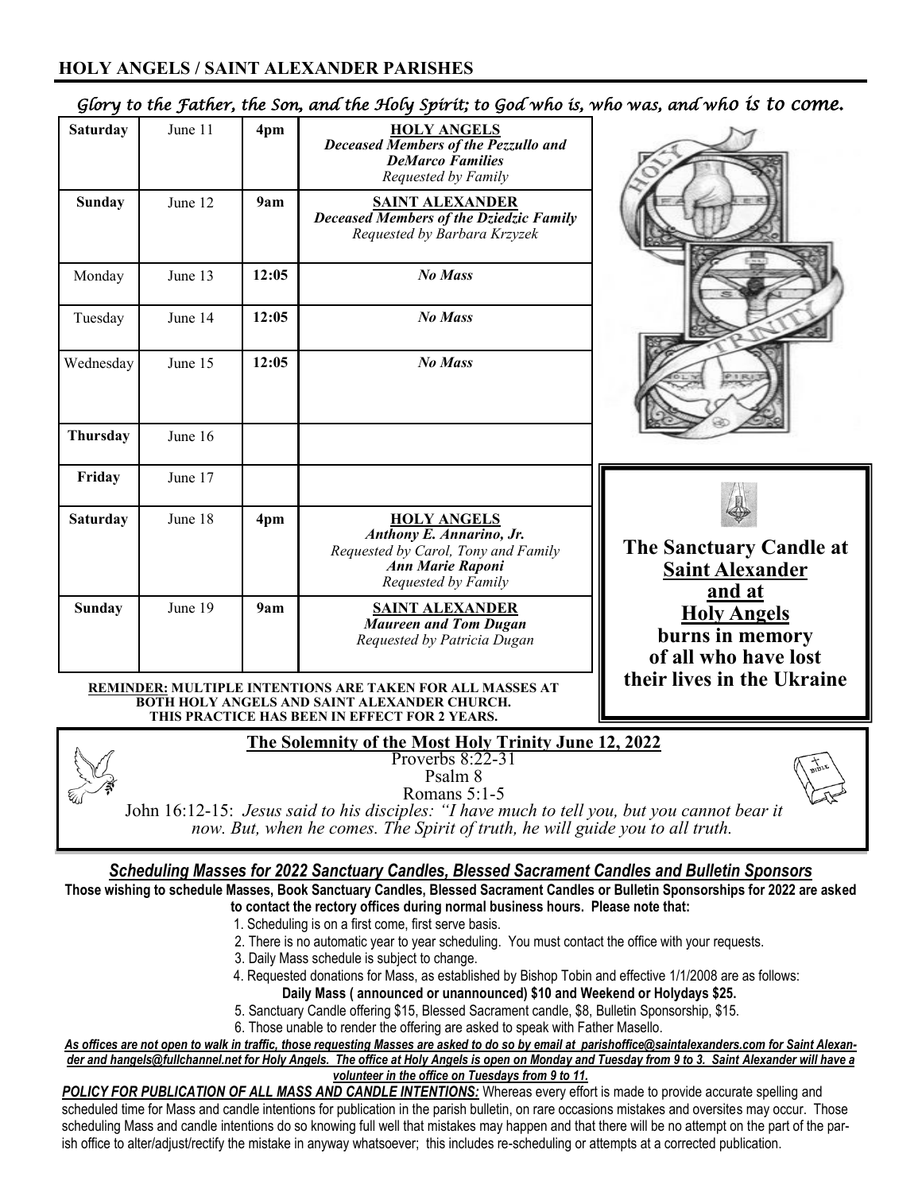## HOLY ANGELS / SAINT ALEXANDER PARISHES

*Glory to the Father, the Son, and the Holy Spirit; to God who is, who was, and who is to come.*

| Day | Date | Time | Intention |
|---|---|---|---|
| **Saturday** | June 11 | **4pm** | **HOLY ANGELS** ***Deceased Members of the Pezzullo and DeMarco Families*** *Requested by Family* |
| **Sunday** | June 12 | **9am** | **SAINT ALEXANDER** ***Deceased Members of the Dziedzic Family*** *Requested by Barbara Krzyzek* |
| Monday | June 13 | **12:05** | ***No Mass*** |
| Tuesday | June 14 | **12:05** | ***No Mass*** |
| Wednesday | June 15 | **12:05** | ***No Mass*** |
| **Thursday** | June 16 | | |
| **Friday** | June 17 | | |
| **Saturday** | June 18 | **4pm** | **HOLY ANGELS** ***Anthony E. Annarino, Jr.*** *Requested by Carol, Tony and Family* ***Ann Marie Raponi*** *Requested by Family* |
| **Sunday** | June 19 | **9am** | **SAINT ALEXANDER** ***Maureen and Tom Dugan*** *Requested by Patricia Dugan* |

**REMINDER: MULTIPLE INTENTIONS ARE TAKEN FOR ALL MASSES AT BOTH HOLY ANGELS AND SAINT ALEXANDER CHURCH. THIS PRACTICE HAS BEEN IN EFFECT FOR 2 YEARS.**

**The Sanctuary Candle at Saint Alexander and at Holy Angels burns in memory of all who have lost their lives in the Ukraine**

**The Solemnity of the Most Holy Trinity June 12, 2022**

Proverbs 8:22-31
Psalm 8
Romans 5:1-5
John 16:12-15: *Jesus said to his disciples: "I have much to tell you, but you cannot bear it now. But, when he comes. The Spirit of truth, he will guide you to all truth.*

### *Scheduling Masses for 2022 Sanctuary Candles, Blessed Sacrament Candles and Bulletin Sponsors*

**Those wishing to schedule Masses, Book Sanctuary Candles, Blessed Sacrament Candles or Bulletin Sponsorships for 2022 are asked to contact the rectory offices during normal business hours. Please note that:**

1. Scheduling is on a first come, first serve basis.
2. There is no automatic year to year scheduling. You must contact the office with your requests.
3. Daily Mass schedule is subject to change.
4. Requested donations for Mass, as established by Bishop Tobin and effective 1/1/2008 are as follows:
   **Daily Mass ( announced or unannounced) $10 and Weekend or Holydays $25.**
5. Sanctuary Candle offering $15, Blessed Sacrament candle, $8, Bulletin Sponsorship, $15.
6. Those unable to render the offering are asked to speak with Father Masello.

***As offices are not open to walk in traffic, those requesting Masses are asked to do so by email at parishoffice@saintalexanders.com for Saint Alexander and hangels@fullchannel.net for Holy Angels. The office at Holy Angels is open on Monday and Tuesday from 9 to 3. Saint Alexander will have a volunteer in the office on Tuesdays from 9 to 11.***

***POLICY FOR PUBLICATION OF ALL MASS AND CANDLE INTENTIONS:*** Whereas every effort is made to provide accurate spelling and scheduled time for Mass and candle intentions for publication in the parish bulletin, on rare occasions mistakes and oversites may occur. Those scheduling Mass and candle intentions do so knowing full well that mistakes may happen and that there will be no attempt on the part of the parish office to alter/adjust/rectify the mistake in anyway whatsoever; this includes re-scheduling or attempts at a corrected publication.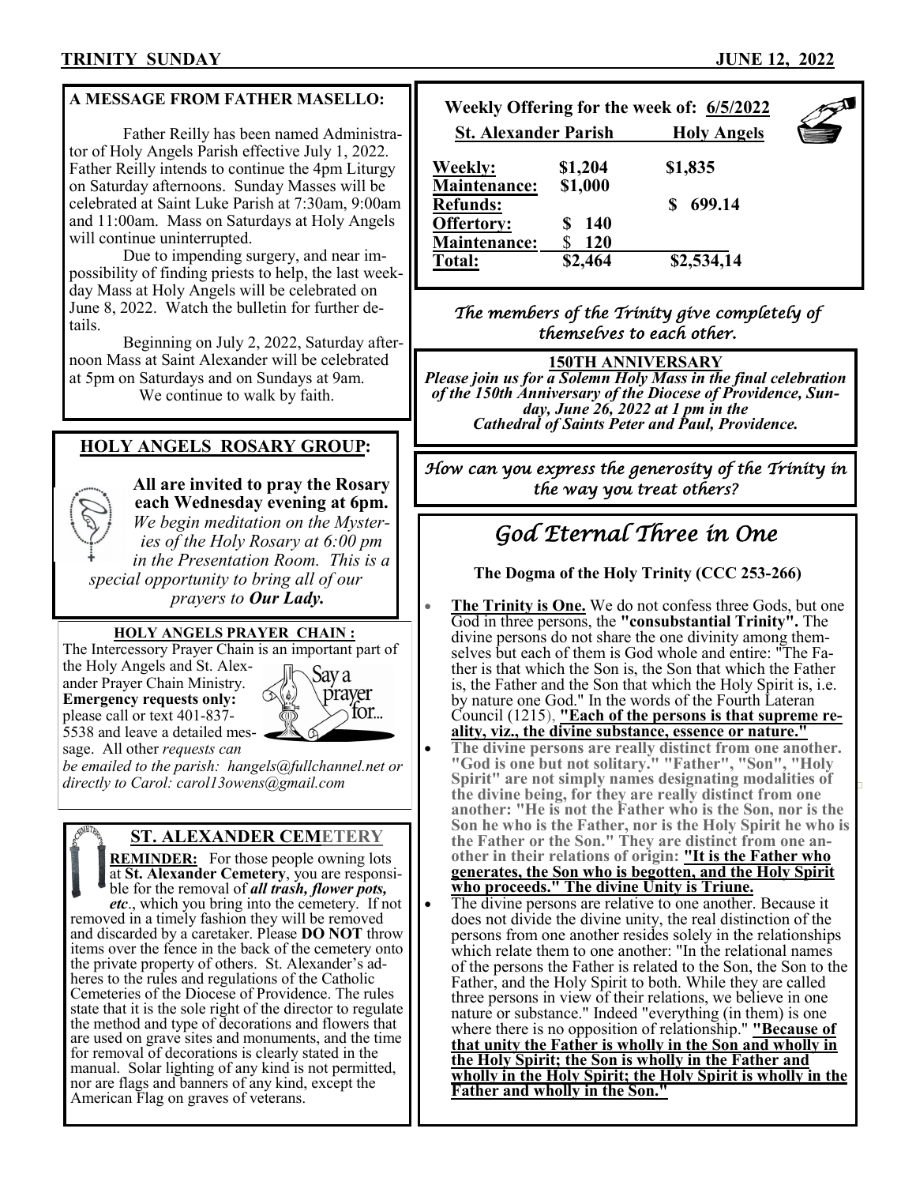## A MESSAGE FROM FATHER MASELLO:

Father Reilly has been named Administrator of Holy Angels Parish effective July 1, 2022. Father Reilly intends to continue the 4pm Liturgy on Saturday afternoons. Sunday Masses will be celebrated at Saint Luke Parish at 7:30am, 9:00am and 11:00am. Mass on Saturdays at Holy Angels will continue uninterrupted.

Due to impending surgery, and near impossibility of finding priests to help, the last weekday Mass at Holy Angels will be celebrated on June 8, 2022. Watch the bulletin for further details.

Beginning on July 2, 2022, Saturday afternoon Mass at Saint Alexander will be celebrated at 5pm on Saturdays and on Sundays at 9am.

We continue to walk by faith.

## HOLY ANGELS ROSARY GROUP:

**All are invited to pray the Rosary each Wednesday evening at 6pm.**

*We begin meditation on the Mysteries of the Holy Rosary at 6:00 pm in the Presentation Room. This is a special opportunity to bring all of our prayers to **Our Lady.***

## HOLY ANGELS PRAYER CHAIN :

The Intercessory Prayer Chain is an important part of the Holy Angels and St. Alexander Prayer Chain Ministry. **Emergency requests only:** please call or text 401-837-5538 and leave a detailed message. All other *requests can be emailed to the parish: hangels@fullchannel.net or directly to Carol: carol13owens@gmail.com*

## ST. ALEXANDER CEMETERY

**REMINDER:** For those people owning lots at **St. Alexander Cemetery**, you are responsible for the removal of ***all trash, flower pots, etc***., which you bring into the cemetery. If not removed in a timely fashion they will be removed and discarded by a caretaker. Please **DO NOT** throw items over the fence in the back of the cemetery onto the private property of others. St. Alexander's adheres to the rules and regulations of the Catholic Cemeteries of the Diocese of Providence. The rules state that it is the sole right of the director to regulate the method and type of decorations and flowers that are used on grave sites and monuments, and the time for removal of decorations is clearly stated in the manual. Solar lighting of any kind is not permitted, nor are flags and banners of any kind, except the American Flag on graves of veterans.

**Weekly Offering for the week of: 6/5/2022**

| | St. Alexander Parish | Holy Angels |
|---|---|---|
| **Weekly:** | $1,204 | $1,835 |
| **Maintenance:** | $1,000 | |
| **Refunds:** | | $ 699.14 |
| **Offertory:** | $ 140 | |
| **Maintenance:** | $ 120 | |
| **Total:** | $2,464 | $2,534,14 |

*The members of the Trinity give completely of themselves to each other.*

**150TH ANNIVERSARY**

***Please join us for a Solemn Holy Mass in the final celebration of the 150th Anniversary of the Diocese of Providence, Sunday, June 26, 2022 at 1 pm in the Cathedral of Saints Peter and Paul, Providence.***

*How can you express the generosity of the Trinity in the way you treat others?*

## *God Eternal Three in One*

**The Dogma of the Holy Trinity (CCC 253-266)**

- **The Trinity is One.** We do not confess three Gods, but one God in three persons, the **"consubstantial Trinity".** The divine persons do not share the one divinity among themselves but each of them is God whole and entire: "The Father is that which the Son is, the Son that which the Father is, the Father and the Son that which the Holy Spirit is, i.e. by nature one God." In the words of the Fourth Lateran Council (1215), **"Each of the persons is that supreme reality, viz., the divine substance, essence or nature."**
- **The divine persons are really distinct from one another. "God is one but not solitary." "Father", "Son", "Holy Spirit" are not simply names designating modalities of the divine being, for they are really distinct from one another: "He is not the Father who is the Son, nor is the Son he who is the Father, nor is the Holy Spirit he who is the Father or the Son." They are distinct from one another in their relations of origin: "It is the Father who generates, the Son who is begotten, and the Holy Spirit who proceeds." The divine Unity is Triune.**
- The divine persons are relative to one another. Because it does not divide the divine unity, the real distinction of the persons from one another resides solely in the relationships which relate them to one another: "In the relational names of the persons the Father is related to the Son, the Son to the Father, and the Holy Spirit to both. While they are called three persons in view of their relations, we believe in one nature or substance." Indeed "everything (in them) is one where there is no opposition of relationship." **"Because of that unity the Father is wholly in the Son and wholly in the Holy Spirit; the Son is wholly in the Father and wholly in the Holy Spirit; the Holy Spirit is wholly in the Father and wholly in the Son."**